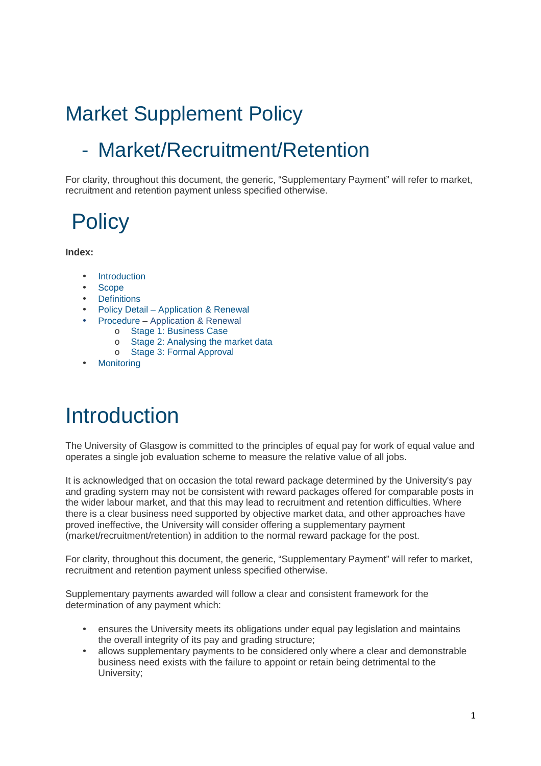# Market Supplement Policy

## - Market/Recruitment/Retention

For clarity, throughout this document, the generic, "Supplementary Payment" will refer to market, recruitment and retention payment unless specified otherwise.

# Policy

**Index:**

- Introduction
- Scope
- Definitions
- Policy Detail – Application & Renewal
- Procedure – Application & Renewal
    - Stage 1: Business Case
    - Stage 2: Analysing the market data
    - Stage 3: Formal Approval
- Monitoring

# Introduction

The University of Glasgow is committed to the principles of equal pay for work of equal value and operates a single job evaluation scheme to measure the relative value of all jobs.

It is acknowledged that on occasion the total reward package determined by the University's pay and grading system may not be consistent with reward packages offered for comparable posts in the wider labour market, and that this may lead to recruitment and retention difficulties. Where there is a clear business need supported by objective market data, and other approaches have proved ineffective, the University will consider offering a supplementary payment (market/recruitment/retention) in addition to the normal reward package for the post.

For clarity, throughout this document, the generic, "Supplementary Payment" will refer to market, recruitment and retention payment unless specified otherwise.

Supplementary payments awarded will follow a clear and consistent framework for the determination of any payment which:

- ensures the University meets its obligations under equal pay legislation and maintains the overall integrity of its pay and grading structure;
- allows supplementary payments to be considered only where a clear and demonstrable business need exists with the failure to appoint or retain being detrimental to the University;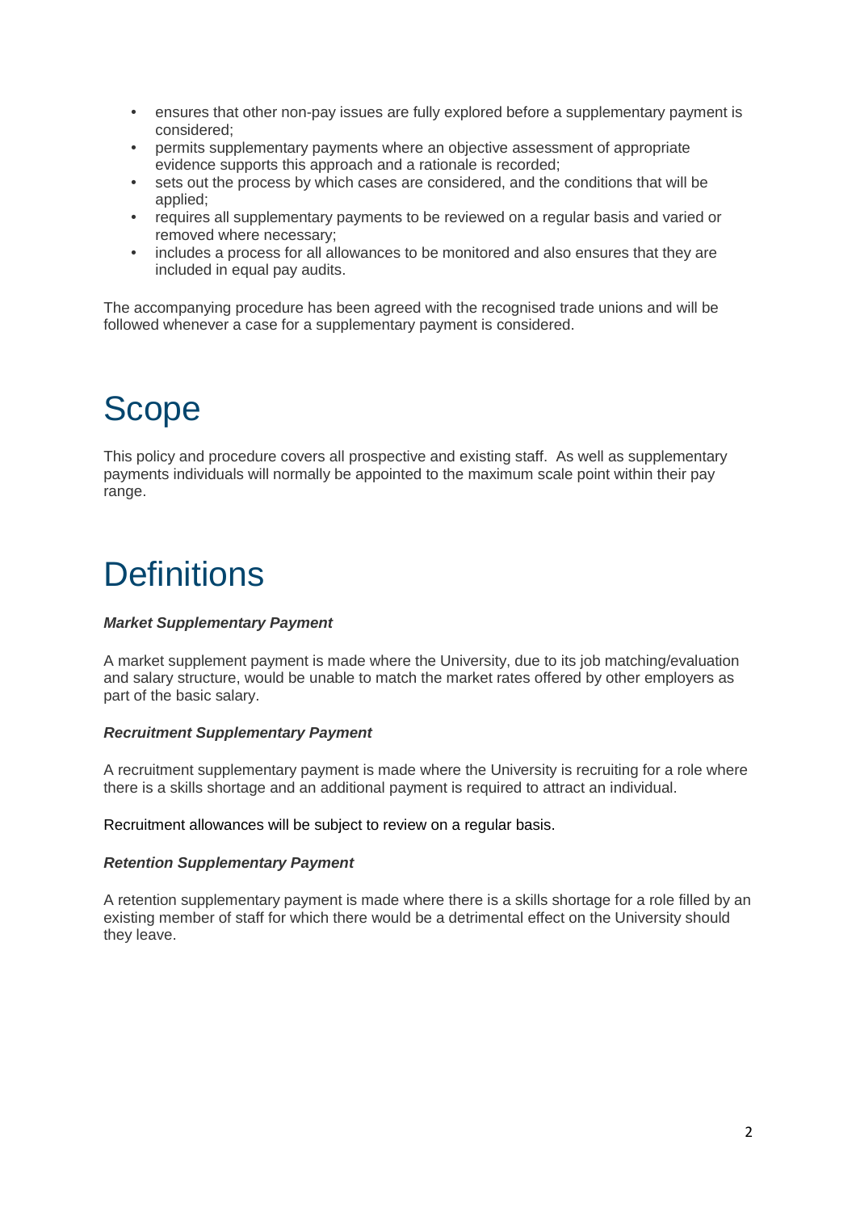- ensures that other non-pay issues are fully explored before a supplementary payment is considered;
- permits supplementary payments where an objective assessment of appropriate evidence supports this approach and a rationale is recorded;
- sets out the process by which cases are considered, and the conditions that will be applied;
- requires all supplementary payments to be reviewed on a regular basis and varied or removed where necessary;
- includes a process for all allowances to be monitored and also ensures that they are included in equal pay audits.

The accompanying procedure has been agreed with the recognised trade unions and will be followed whenever a case for a supplementary payment is considered.

# Scope

This policy and procedure covers all prospective and existing staff. As well as supplementary payments individuals will normally be appointed to the maximum scale point within their pay range.

# Definitions

***Market Supplementary Payment***

A market supplement payment is made where the University, due to its job matching/evaluation and salary structure, would be unable to match the market rates offered by other employers as part of the basic salary.

***Recruitment Supplementary Payment***

A recruitment supplementary payment is made where the University is recruiting for a role where there is a skills shortage and an additional payment is required to attract an individual.

Recruitment allowances will be subject to review on a regular basis.

***Retention Supplementary Payment***

A retention supplementary payment is made where there is a skills shortage for a role filled by an existing member of staff for which there would be a detrimental effect on the University should they leave.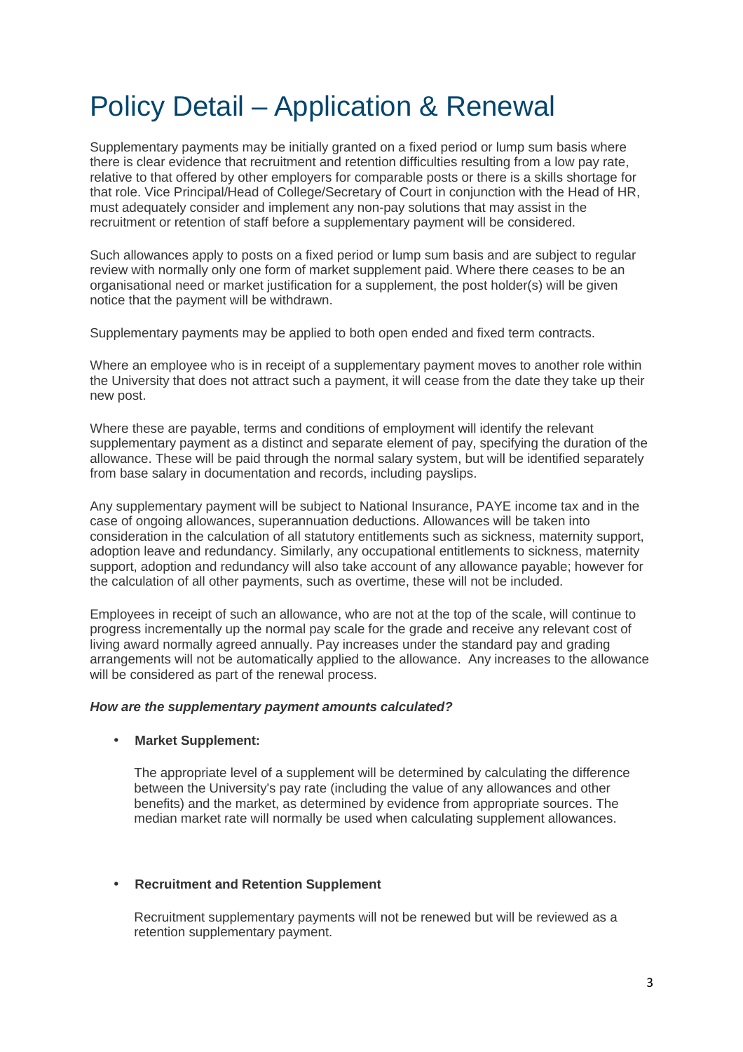# Policy Detail – Application & Renewal

Supplementary payments may be initially granted on a fixed period or lump sum basis where there is clear evidence that recruitment and retention difficulties resulting from a low pay rate, relative to that offered by other employers for comparable posts or there is a skills shortage for that role. Vice Principal/Head of College/Secretary of Court in conjunction with the Head of HR, must adequately consider and implement any non-pay solutions that may assist in the recruitment or retention of staff before a supplementary payment will be considered.

Such allowances apply to posts on a fixed period or lump sum basis and are subject to regular review with normally only one form of market supplement paid. Where there ceases to be an organisational need or market justification for a supplement, the post holder(s) will be given notice that the payment will be withdrawn.

Supplementary payments may be applied to both open ended and fixed term contracts.

Where an employee who is in receipt of a supplementary payment moves to another role within the University that does not attract such a payment, it will cease from the date they take up their new post.

Where these are payable, terms and conditions of employment will identify the relevant supplementary payment as a distinct and separate element of pay, specifying the duration of the allowance. These will be paid through the normal salary system, but will be identified separately from base salary in documentation and records, including payslips.

Any supplementary payment will be subject to National Insurance, PAYE income tax and in the case of ongoing allowances, superannuation deductions. Allowances will be taken into consideration in the calculation of all statutory entitlements such as sickness, maternity support, adoption leave and redundancy. Similarly, any occupational entitlements to sickness, maternity support, adoption and redundancy will also take account of any allowance payable; however for the calculation of all other payments, such as overtime, these will not be included.

Employees in receipt of such an allowance, who are not at the top of the scale, will continue to progress incrementally up the normal pay scale for the grade and receive any relevant cost of living award normally agreed annually. Pay increases under the standard pay and grading arrangements will not be automatically applied to the allowance. Any increases to the allowance will be considered as part of the renewal process.

***How are the supplementary payment amounts calculated?***

- **Market Supplement:**

  The appropriate level of a supplement will be determined by calculating the difference between the University's pay rate (including the value of any allowances and other benefits) and the market, as determined by evidence from appropriate sources. The median market rate will normally be used when calculating supplement allowances.

- **Recruitment and Retention Supplement**

  Recruitment supplementary payments will not be renewed but will be reviewed as a retention supplementary payment.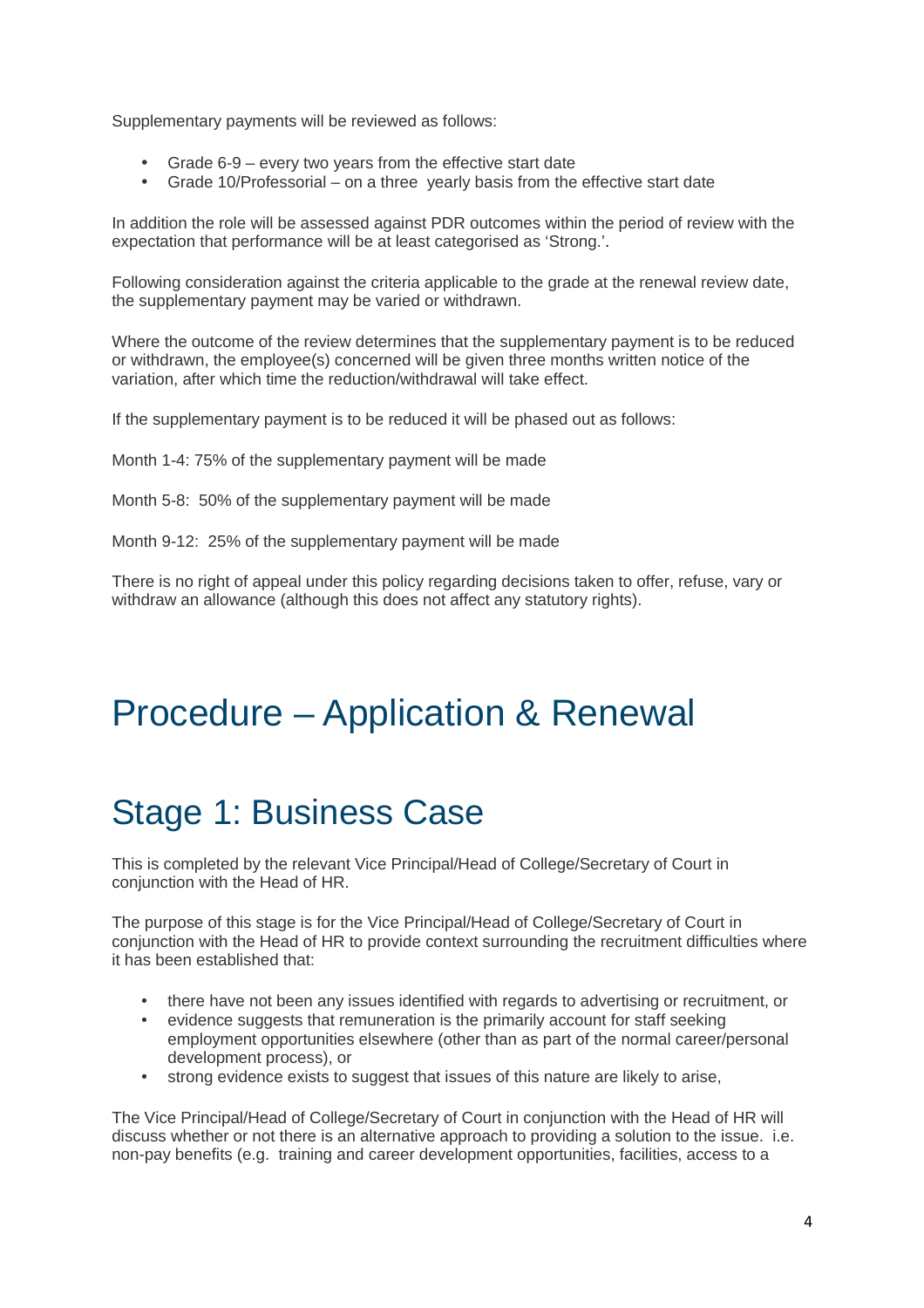Supplementary payments will be reviewed as follows:

- Grade 6-9 – every two years from the effective start date
- Grade 10/Professorial – on a three yearly basis from the effective start date

In addition the role will be assessed against PDR outcomes within the period of review with the expectation that performance will be at least categorised as 'Strong.'.

Following consideration against the criteria applicable to the grade at the renewal review date, the supplementary payment may be varied or withdrawn.

Where the outcome of the review determines that the supplementary payment is to be reduced or withdrawn, the employee(s) concerned will be given three months written notice of the variation, after which time the reduction/withdrawal will take effect.

If the supplementary payment is to be reduced it will be phased out as follows:

Month 1-4: 75% of the supplementary payment will be made

Month 5-8: 50% of the supplementary payment will be made

Month 9-12: 25% of the supplementary payment will be made

There is no right of appeal under this policy regarding decisions taken to offer, refuse, vary or withdraw an allowance (although this does not affect any statutory rights).

# Procedure – Application & Renewal

## Stage 1: Business Case

This is completed by the relevant Vice Principal/Head of College/Secretary of Court in conjunction with the Head of HR.

The purpose of this stage is for the Vice Principal/Head of College/Secretary of Court in conjunction with the Head of HR to provide context surrounding the recruitment difficulties where it has been established that:

- there have not been any issues identified with regards to advertising or recruitment, or
- evidence suggests that remuneration is the primarily account for staff seeking employment opportunities elsewhere (other than as part of the normal career/personal development process), or
- strong evidence exists to suggest that issues of this nature are likely to arise,

The Vice Principal/Head of College/Secretary of Court in conjunction with the Head of HR will discuss whether or not there is an alternative approach to providing a solution to the issue. i.e. non-pay benefits (e.g. training and career development opportunities, facilities, access to a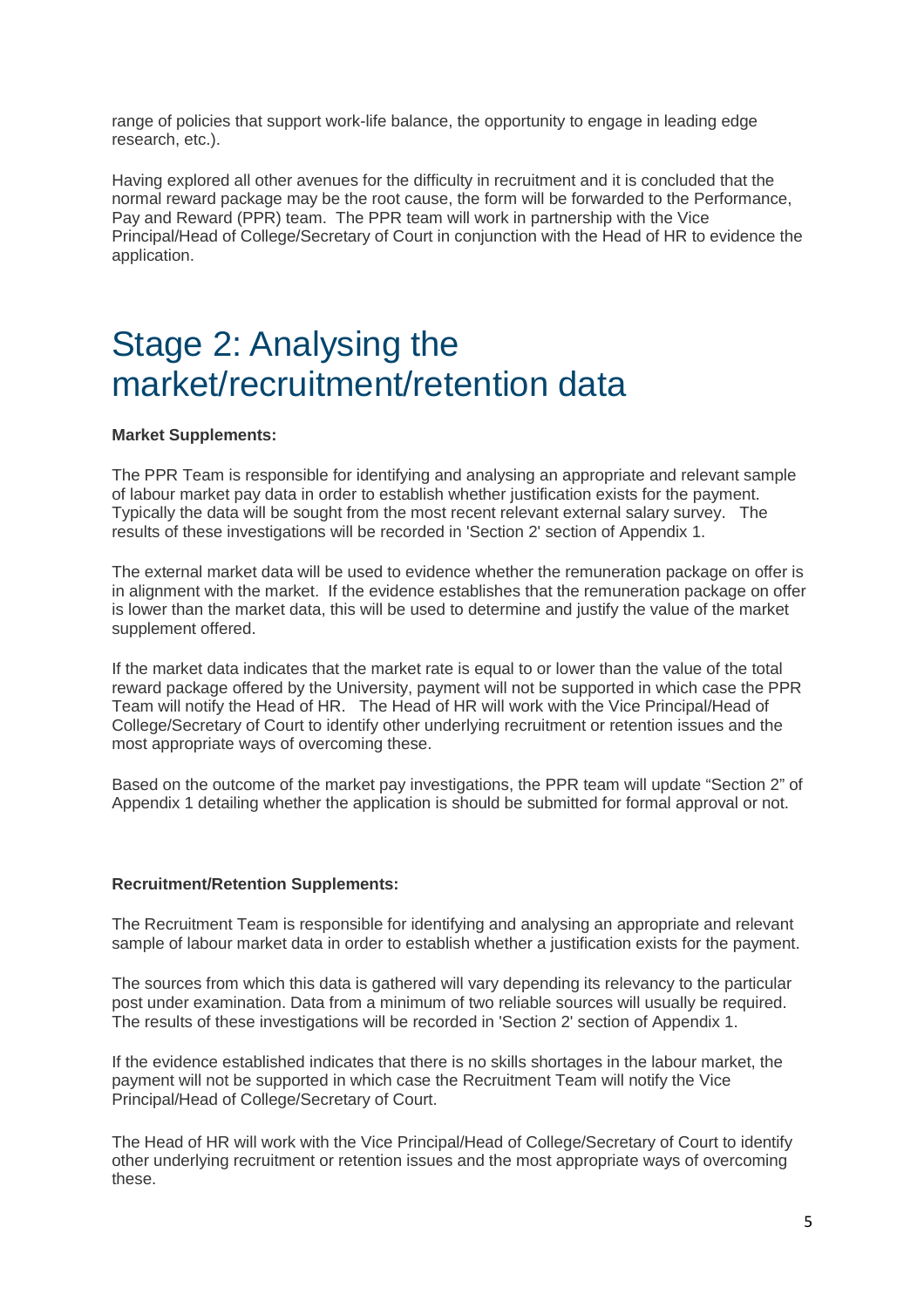range of policies that support work-life balance, the opportunity to engage in leading edge research, etc.).

Having explored all other avenues for the difficulty in recruitment and it is concluded that the normal reward package may be the root cause, the form will be forwarded to the Performance, Pay and Reward (PPR) team. The PPR team will work in partnership with the Vice Principal/Head of College/Secretary of Court in conjunction with the Head of HR to evidence the application.

# Stage 2: Analysing the market/recruitment/retention data

**Market Supplements:**

The PPR Team is responsible for identifying and analysing an appropriate and relevant sample of labour market pay data in order to establish whether justification exists for the payment. Typically the data will be sought from the most recent relevant external salary survey. The results of these investigations will be recorded in 'Section 2' section of Appendix 1.

The external market data will be used to evidence whether the remuneration package on offer is in alignment with the market. If the evidence establishes that the remuneration package on offer is lower than the market data, this will be used to determine and justify the value of the market supplement offered.

If the market data indicates that the market rate is equal to or lower than the value of the total reward package offered by the University, payment will not be supported in which case the PPR Team will notify the Head of HR. The Head of HR will work with the Vice Principal/Head of College/Secretary of Court to identify other underlying recruitment or retention issues and the most appropriate ways of overcoming these.

Based on the outcome of the market pay investigations, the PPR team will update "Section 2" of Appendix 1 detailing whether the application is should be submitted for formal approval or not.

**Recruitment/Retention Supplements:**

The Recruitment Team is responsible for identifying and analysing an appropriate and relevant sample of labour market data in order to establish whether a justification exists for the payment.

The sources from which this data is gathered will vary depending its relevancy to the particular post under examination. Data from a minimum of two reliable sources will usually be required. The results of these investigations will be recorded in 'Section 2' section of Appendix 1.

If the evidence established indicates that there is no skills shortages in the labour market, the payment will not be supported in which case the Recruitment Team will notify the Vice Principal/Head of College/Secretary of Court.

The Head of HR will work with the Vice Principal/Head of College/Secretary of Court to identify other underlying recruitment or retention issues and the most appropriate ways of overcoming these.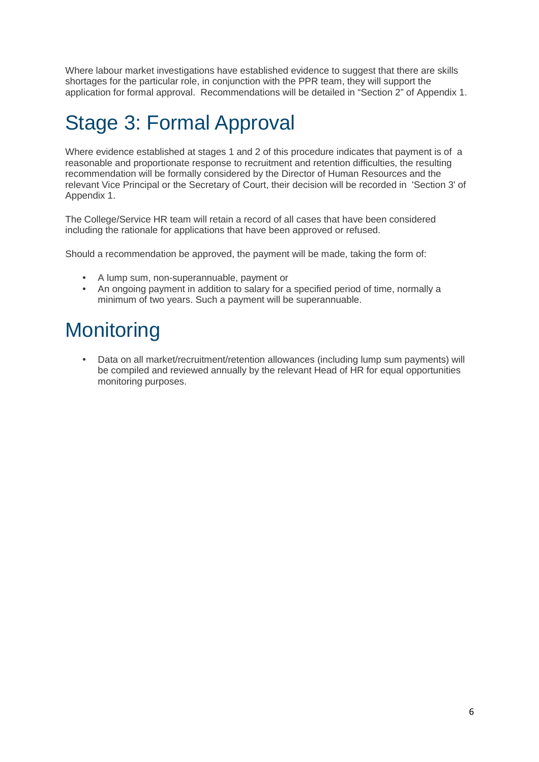Where labour market investigations have established evidence to suggest that there are skills shortages for the particular role, in conjunction with the PPR team, they will support the application for formal approval. Recommendations will be detailed in “Section 2” of Appendix 1.

# Stage 3: Formal Approval

Where evidence established at stages 1 and 2 of this procedure indicates that payment is of a reasonable and proportionate response to recruitment and retention difficulties, the resulting recommendation will be formally considered by the Director of Human Resources and the relevant Vice Principal or the Secretary of Court, their decision will be recorded in 'Section 3' of Appendix 1.

The College/Service HR team will retain a record of all cases that have been considered including the rationale for applications that have been approved or refused.

Should a recommendation be approved, the payment will be made, taking the form of:

- A lump sum, non-superannuable, payment or
- An ongoing payment in addition to salary for a specified period of time, normally a minimum of two years. Such a payment will be superannuable.

# Monitoring

- Data on all market/recruitment/retention allowances (including lump sum payments) will be compiled and reviewed annually by the relevant Head of HR for equal opportunities monitoring purposes.